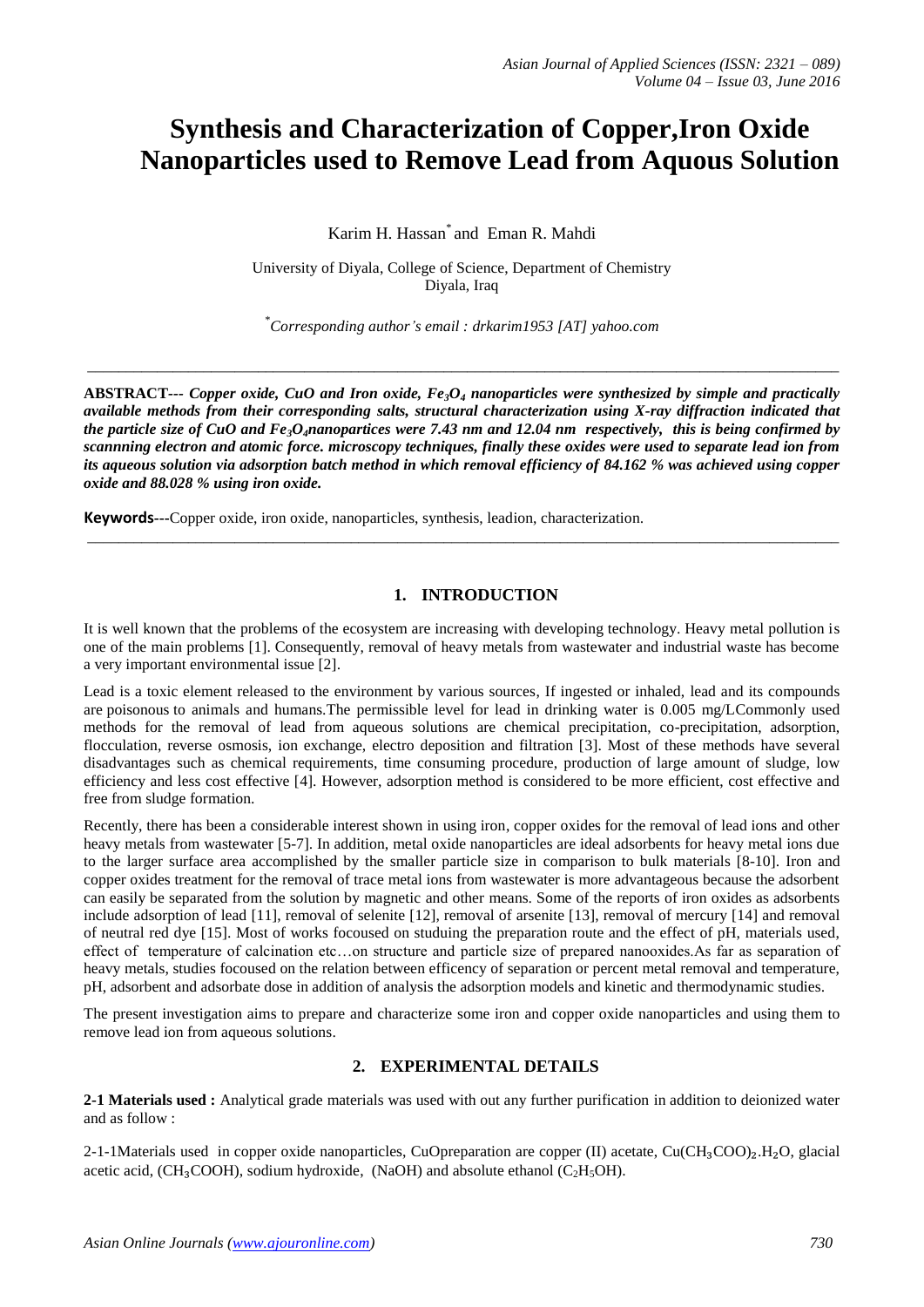# Synthesis and Characterization of Copper,Iron Oxide Nanoparticles used to Remove Lead from Aquous Solution

Karim H. Hassan* and Eman R. Mahdi

University of Diyala, College of Science, Department of Chemistry
Diyala, Iraq

*Corresponding author's email : drkarim1953 [AT] yahoo.com

---

**ABSTRACT---** ***Copper oxide, CuO and Iron oxide, $Fe_3O_4$ nanoparticles were synthesized by simple and practically available methods from their corresponding salts, structural characterization using X-ray diffraction indicated that the particle size of CuO and $Fe_3O_4$nanopartices were 7.43 nm and 12.04 nm respectively, this is being confirmed by scannning electron and atomic force. microscopy techniques, finally these oxides were used to separate lead ion from its aqueous solution via adsorption batch method in which removal efficiency of 84.162 % was achieved using copper oxide and 88.028 % using iron oxide.***

**Keywords**---Copper oxide, iron oxide, nanoparticles, synthesis, leadion, characterization.

---

## 1. INTRODUCTION

It is well known that the problems of the ecosystem are increasing with developing technology. Heavy metal pollution is one of the main problems [1]. Consequently, removal of heavy metals from wastewater and industrial waste has become a very important environmental issue [2].

Lead is a toxic element released to the environment by various sources, If ingested or inhaled, lead and its compounds are poisonous to animals and humans.The permissible level for lead in drinking water is 0.005 mg/LCommonly used methods for the removal of lead from aqueous solutions are chemical precipitation, co-precipitation, adsorption, flocculation, reverse osmosis, ion exchange, electro deposition and filtration [3]. Most of these methods have several disadvantages such as chemical requirements, time consuming procedure, production of large amount of sludge, low efficiency and less cost effective [4]. However, adsorption method is considered to be more efficient, cost effective and free from sludge formation.

Recently, there has been a considerable interest shown in using iron, copper oxides for the removal of lead ions and other heavy metals from wastewater [5-7]. In addition, metal oxide nanoparticles are ideal adsorbents for heavy metal ions due to the larger surface area accomplished by the smaller particle size in comparison to bulk materials [8-10]. Iron and copper oxides treatment for the removal of trace metal ions from wastewater is more advantageous because the adsorbent can easily be separated from the solution by magnetic and other means. Some of the reports of iron oxides as adsorbents include adsorption of lead [11], removal of selenite [12], removal of arsenite [13], removal of mercury [14] and removal of neutral red dye [15]. Most of works focoused on studuing the preparation route and the effect of pH, materials used, effect of temperature of calcination etc…on structure and particle size of prepared nanooxides.As far as separation of heavy metals, studies focoused on the relation between efficency of separation or percent metal removal and temperature, pH, adsorbent and adsorbate dose in addition of analysis the adsorption models and kinetic and thermodynamic studies.

The present investigation aims to prepare and characterize some iron and copper oxide nanoparticles and using them to remove lead ion from aqueous solutions.

## 2. EXPERIMENTAL DETAILS

**2-1 Materials used :** Analytical grade materials was used with out any further purification in addition to deionized water and as follow :

2-1-1Materials used in copper oxide nanoparticles, CuOpreparation are copper (II) acetate, $Cu(CH_3COO)_2.H_2O$, glacial acetic acid, ($CH_3COOH$), sodium hydroxide, (NaOH) and absolute ethanol ($C_2H_5OH$).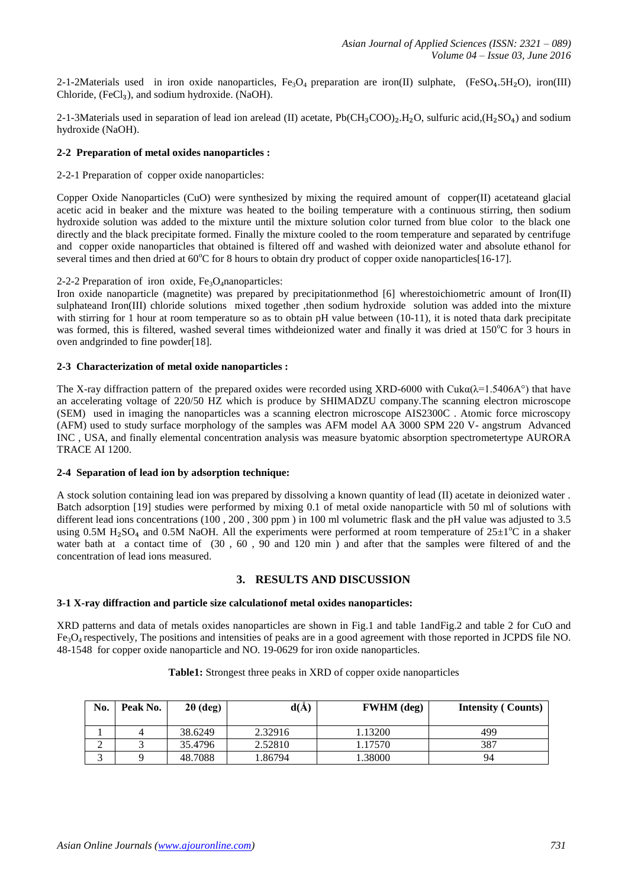2-1-2Materials used in iron oxide nanoparticles, $Fe_3O_4$ preparation are iron(II) sulphate, ($FeSO_4.5H_2O$), iron(III) Chloride, ($FeCl_3$), and sodium hydroxide. (NaOH).

2-1-3Materials used in separation of lead ion arelead (II) acetate, $Pb(CH_3COO)_2.H_2O$, sulfuric acid,($H_2SO_4$) and sodium hydroxide (NaOH).

### 2-2 Preparation of metal oxides nanoparticles :

2-2-1 Preparation of copper oxide nanoparticles:

Copper Oxide Nanoparticles (CuO) were synthesized by mixing the required amount of copper(II) acetateand glacial acetic acid in beaker and the mixture was heated to the boiling temperature with a continuous stirring, then sodium hydroxide solution was added to the mixture until the mixture solution color turned from blue color to the black one directly and the black precipitate formed. Finally the mixture cooled to the room temperature and separated by centrifuge and copper oxide nanoparticles that obtained is filtered off and washed with deionized water and absolute ethanol for several times and then dried at 60°C for 8 hours to obtain dry product of copper oxide nanoparticles[16-17].

2-2-2 Preparation of iron oxide, $Fe_3O_4$nanoparticles:

Iron oxide nanoparticle (magnetite) was prepared by precipitationmethod [6] wherestoichiometric amount of Iron(II) sulphateand Iron(III) chloride solutions mixed together ,then sodium hydroxide solution was added into the mixture with stirring for 1 hour at room temperature so as to obtain pH value between (10-11), it is noted thata dark precipitate was formed, this is filtered, washed several times withdeionized water and finally it was dried at 150°C for 3 hours in oven andgrinded to fine powder[18].

### 2-3 Characterization of metal oxide nanoparticles :

The X-ray diffraction pattern of the prepared oxides were recorded using XRD-6000 with Cukα(λ=1.5406A°) that have an accelerating voltage of 220/50 HZ which is produce by SHIMADZU company.The scanning electron microscope (SEM) used in imaging the nanoparticles was a scanning electron microscope AIS2300C . Atomic force microscopy (AFM) used to study surface morphology of the samples was AFM model AA 3000 SPM 220 V- angstrum Advanced INC , USA, and finally elemental concentration analysis was measure byatomic absorption spectrometertype AURORA TRACE AI 1200.

### 2-4 Separation of lead ion by adsorption technique:

A stock solution containing lead ion was prepared by dissolving a known quantity of lead (II) acetate in deionized water . Batch adsorption [19] studies were performed by mixing 0.1 of metal oxide nanoparticle with 50 ml of solutions with different lead ions concentrations (100 , 200 , 300 ppm ) in 100 ml volumetric flask and the pH value was adjusted to 3.5 using 0.5M $H_2SO_4$ and 0.5M NaOH. All the experiments were performed at room temperature of 25±1°C in a shaker water bath at a contact time of (30 , 60 , 90 and 120 min ) and after that the samples were filtered of and the concentration of lead ions measured.

## 3. RESULTS AND DISCUSSION

### 3-1 X-ray diffraction and particle size calculationof metal oxides nanoparticles:

XRD patterns and data of metals oxides nanoparticles are shown in Fig.1 and table 1andFig.2 and table 2 for CuO and $Fe_3O_4$ respectively, The positions and intensities of peaks are in a good agreement with those reported in JCPDS file NO. 48-1548 for copper oxide nanoparticle and NO. 19-0629 for iron oxide nanoparticles.

**Table1:** Strongest three peaks in XRD of copper oxide nanoparticles

| No. | Peak No. | 2θ (deg) | d(Å) | FWHM (deg) | Intensity ( Counts) |
|---|---|---|---|---|---|
| 1 | 4 | 38.6249 | 2.32916 | 1.13200 | 499 |
| 2 | 3 | 35.4796 | 2.52810 | 1.17570 | 387 |
| 3 | 9 | 48.7088 | 1.86794 | 1.38000 | 94 |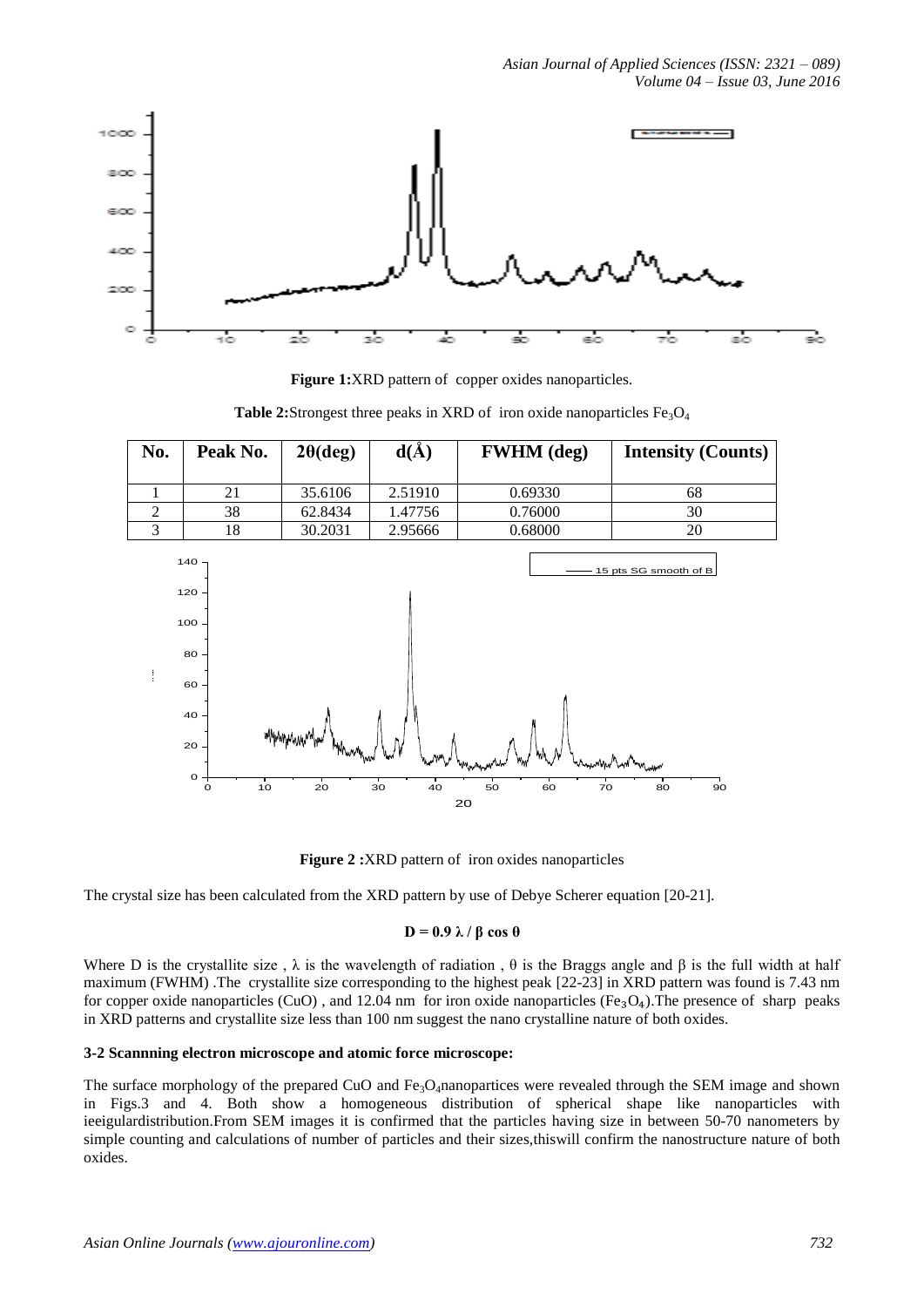**Figure 1:**XRD pattern of copper oxides nanoparticles.

**Table 2:**Strongest three peaks in XRD of iron oxide nanoparticles $Fe_3O_4$

| No. | Peak No. | 2θ(deg) | d(Å) | FWHM (deg) | Intensity (Counts) |
|---|---|---|---|---|---|
| 1 | 21 | 35.6106 | 2.51910 | 0.69330 | 68 |
| 2 | 38 | 62.8434 | 1.47756 | 0.76000 | 30 |
| 3 | 18 | 30.2031 | 2.95666 | 0.68000 | 20 |

**Figure 2 :**XRD pattern of iron oxides nanoparticles

The crystal size has been calculated from the XRD pattern by use of Debye Scherer equation [20-21].

$$D = 0.9\ \lambda / \beta \cos \theta$$

Where D is the crystallite size , λ is the wavelength of radiation , θ is the Braggs angle and β is the full width at half maximum (FWHM) .The crystallite size corresponding to the highest peak [22-23] in XRD pattern was found is 7.43 nm for copper oxide nanoparticles (CuO) , and 12.04 nm for iron oxide nanoparticles ($Fe_3O_4$).The presence of sharp peaks in XRD patterns and crystallite size less than 100 nm suggest the nano crystalline nature of both oxides.

#### 3-2 Scannning electron microscope and atomic force microscope:

The surface morphology of the prepared CuO and $Fe_3O_4$nanopartices were revealed through the SEM image and shown in Figs.3 and 4. Both show a homogeneous distribution of spherical shape like nanoparticles with ieeigulardistribution.From SEM images it is confirmed that the particles having size in between 50-70 nanometers by simple counting and calculations of number of particles and their sizes,thiswill confirm the nanostructure nature of both oxides.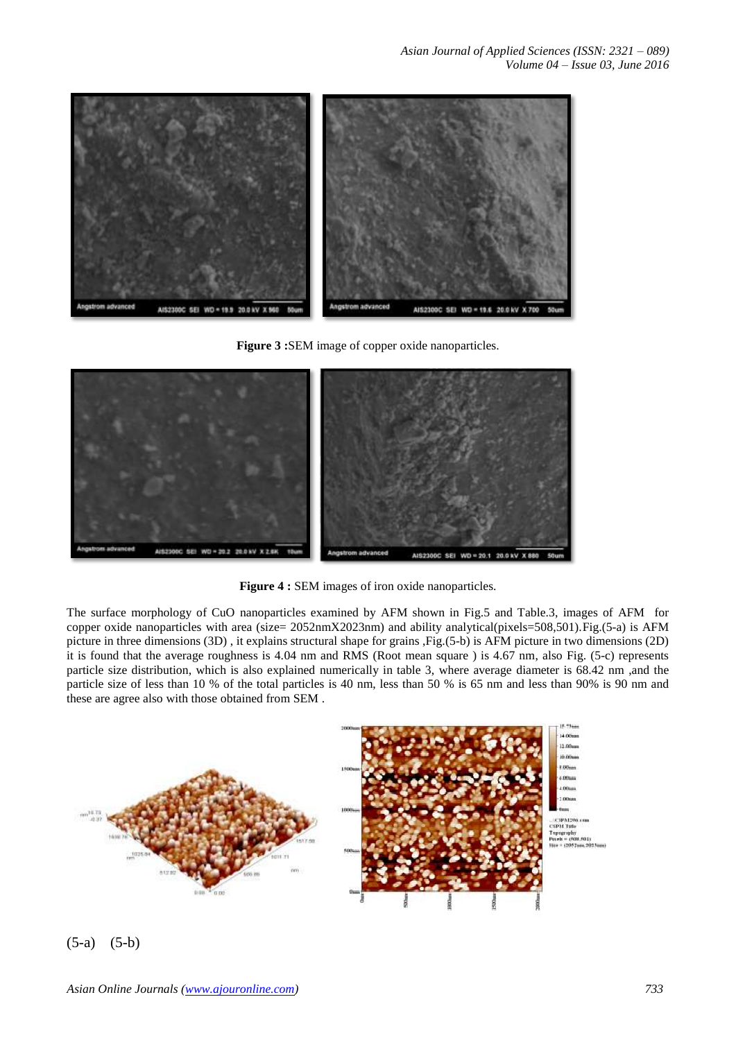**Figure 3 :**SEM image of copper oxide nanoparticles.

**Figure 4 :** SEM images of iron oxide nanoparticles.

The surface morphology of CuO nanoparticles examined by AFM shown in Fig.5 and Table.3, images of AFM for copper oxide nanoparticles with area (size= 2052nmX2023nm) and ability analytical(pixels=508,501).Fig.(5-a) is AFM picture in three dimensions (3D) , it explains structural shape for grains ,Fig.(5-b) is AFM picture in two dimensions (2D) it is found that the average roughness is 4.04 nm and RMS (Root mean square ) is 4.67 nm, also Fig. (5-c) represents particle size distribution, which is also explained numerically in table 3, where average diameter is 68.42 nm ,and the particle size of less than 10 % of the total particles is 40 nm, less than 50 % is 65 nm and less than 90% is 90 nm and these are agree also with those obtained from SEM .

(5-a) (5-b)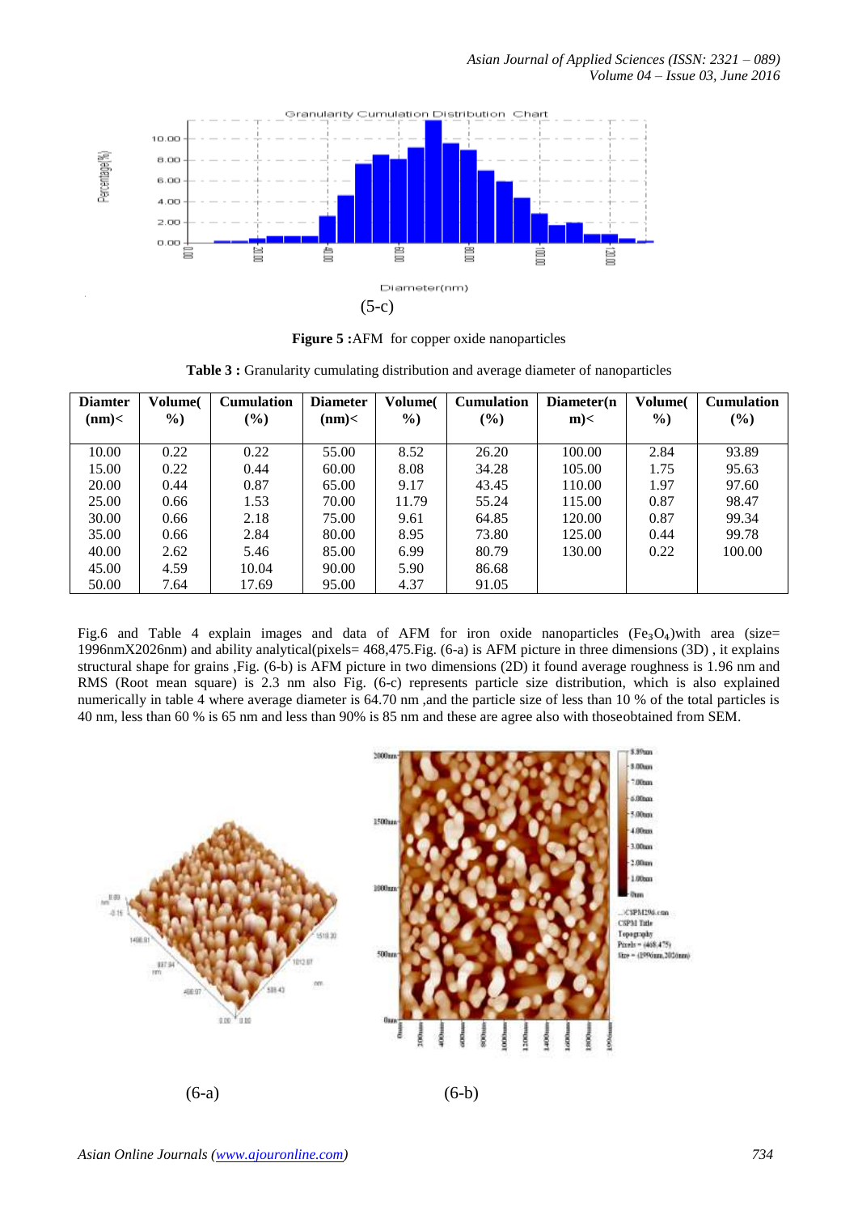(5-c)

**Figure 5 :**AFM for copper oxide nanoparticles

**Table 3 :** Granularity cumulating distribution and average diameter of nanoparticles

| Diamter (nm)< | Volume( %) | Cumulation (%) | Diameter (nm)< | Volume( %) | Cumulation (%) | Diameter(nm)< | Volume( %) | Cumulation (%) |
|---|---|---|---|---|---|---|---|---|
| 10.00 | 0.22 | 0.22 | 55.00 | 8.52 | 26.20 | 100.00 | 2.84 | 93.89 |
| 15.00 | 0.22 | 0.44 | 60.00 | 8.08 | 34.28 | 105.00 | 1.75 | 95.63 |
| 20.00 | 0.44 | 0.87 | 65.00 | 9.17 | 43.45 | 110.00 | 1.97 | 97.60 |
| 25.00 | 0.66 | 1.53 | 70.00 | 11.79 | 55.24 | 115.00 | 0.87 | 98.47 |
| 30.00 | 0.66 | 2.18 | 75.00 | 9.61 | 64.85 | 120.00 | 0.87 | 99.34 |
| 35.00 | 0.66 | 2.84 | 80.00 | 8.95 | 73.80 | 125.00 | 0.44 | 99.78 |
| 40.00 | 2.62 | 5.46 | 85.00 | 6.99 | 80.79 | 130.00 | 0.22 | 100.00 |
| 45.00 | 4.59 | 10.04 | 90.00 | 5.90 | 86.68 | | | |
| 50.00 | 7.64 | 17.69 | 95.00 | 4.37 | 91.05 | | | |

Fig.6 and Table 4 explain images and data of AFM for iron oxide nanoparticles ($Fe_3O_4$)with area (size= 1996nmX2026nm) and ability analytical(pixels= 468,475.Fig. (6-a) is AFM picture in three dimensions (3D) , it explains structural shape for grains ,Fig. (6-b) is AFM picture in two dimensions (2D) it found average roughness is 1.96 nm and RMS (Root mean square) is 2.3 nm also Fig. (6-c) represents particle size distribution, which is also explained numerically in table 4 where average diameter is 64.70 nm ,and the particle size of less than 10 % of the total particles is 40 nm, less than 60 % is 65 nm and less than 90% is 85 nm and these are agree also with thoseobtained from SEM.

(6-a) (6-b)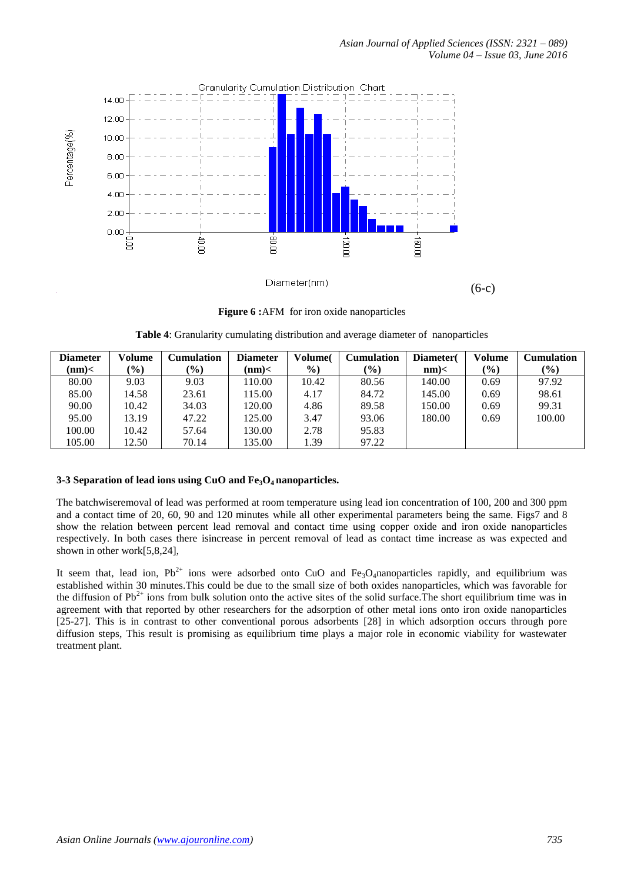(6-c)

**Figure 6 :**AFM for iron oxide nanoparticles

**Table 4**: Granularity cumulating distribution and average diameter of nanoparticles

| Diameter (nm)< | Volume (%) | Cumulation (%) | Diameter (nm)< | Volume( %) | Cumulation (%) | Diameter( nm)< | Volume (%) | Cumulation (%) |
|---|---|---|---|---|---|---|---|---|
| 80.00 | 9.03 | 9.03 | 110.00 | 10.42 | 80.56 | 140.00 | 0.69 | 97.92 |
| 85.00 | 14.58 | 23.61 | 115.00 | 4.17 | 84.72 | 145.00 | 0.69 | 98.61 |
| 90.00 | 10.42 | 34.03 | 120.00 | 4.86 | 89.58 | 150.00 | 0.69 | 99.31 |
| 95.00 | 13.19 | 47.22 | 125.00 | 3.47 | 93.06 | 180.00 | 0.69 | 100.00 |
| 100.00 | 10.42 | 57.64 | 130.00 | 2.78 | 95.83 | | | |
| 105.00 | 12.50 | 70.14 | 135.00 | 1.39 | 97.22 | | | |

### 3-3 Separation of lead ions using CuO and $Fe_3O_4$ nanoparticles.

The batchwiseremoval of lead was performed at room temperature using lead ion concentration of 100, 200 and 300 ppm and a contact time of 20, 60, 90 and 120 minutes while all other experimental parameters being the same. Figs7 and 8 show the relation between percent lead removal and contact time using copper oxide and iron oxide nanoparticles respectively. In both cases there isincrease in percent removal of lead as contact time increase as was expected and shown in other work[5,8,24],

It seem that, lead ion, $Pb^{2+}$ ions were adsorbed onto CuO and $Fe_3O_4$nanoparticles rapidly, and equilibrium was established within 30 minutes.This could be due to the small size of both oxides nanoparticles, which was favorable for the diffusion of $Pb^{2+}$ ions from bulk solution onto the active sites of the solid surface.The short equilibrium time was in agreement with that reported by other researchers for the adsorption of other metal ions onto iron oxide nanoparticles [25-27]. This is in contrast to other conventional porous adsorbents [28] in which adsorption occurs through pore diffusion steps, This result is promising as equilibrium time plays a major role in economic viability for wastewater treatment plant.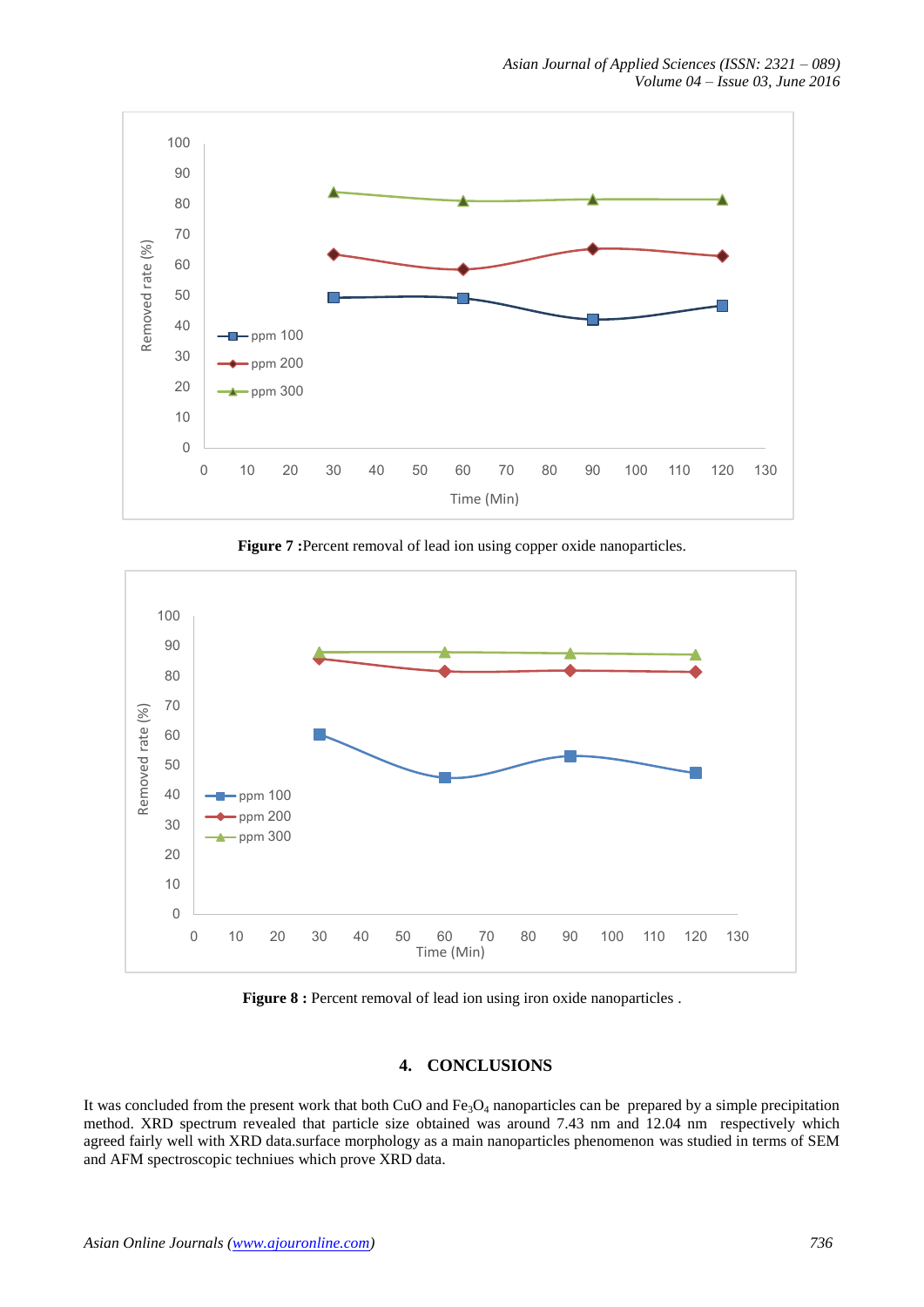Figure 7 :Percent removal of lead ion using copper oxide nanoparticles.

Figure 8 : Percent removal of lead ion using iron oxide nanoparticles .

## 4. CONCLUSIONS

It was concluded from the present work that both CuO and $Fe_3O_4$ nanoparticles can be prepared by a simple precipitation method. XRD spectrum revealed that particle size obtained was around 7.43 nm and 12.04 nm respectively which agreed fairly well with XRD data.surface morphology as a main nanoparticles phenomenon was studied in terms of SEM and AFM spectroscopic techniues which prove XRD data.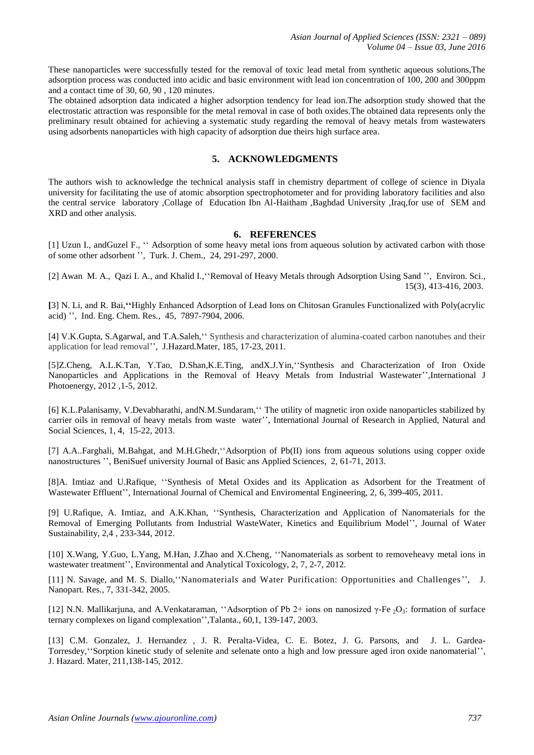These nanoparticles were successfully tested for the removal of toxic lead metal from synthetic aqueous solutions,The adsorption process was conducted into acidic and basic environment with lead ion concentration of 100, 200 and 300ppm and a contact time of 30, 60, 90 , 120 minutes.

The obtained adsorption data indicated a higher adsorption tendency for lead ion.The adsorption study showed that the electrostatic attraction was responsible for the metal removal in case of both oxides.The obtained data represents only the preliminary result obtained for achieving a systematic study regarding the removal of heavy metals from wastewaters using adsorbents nanoparticles with high capacity of adsorption due theirs high surface area.

## 5. ACKNOWLEDGMENTS

The authors wish to acknowledge the technical analysis staff in chemistry department of college of science in Diyala university for facilitating the use of atomic absorption spectrophotometer and for providing laboratory facilities and also the central service laboratory ,Collage of Education Ibn Al-Haitham ,Baghdad University ,Iraq,for use of SEM and XRD and other analysis.

## 6. REFERENCES

[1] Uzun I., andGuzel F., '' Adsorption of some heavy metal ions from aqueous solution by activated carbon with those of some other adsorbent '', Turk. J. Chem., 24, 291-297, 2000.

[2] Awan M. A., Qazi I. A., and Khalid I.,''Removal of Heavy Metals through Adsorption Using Sand '', Environ. Sci., 15(3), 413-416, 2003.

[3] N. Li, and R. Bai,''Highly Enhanced Adsorption of Lead Ions on Chitosan Granules Functionalized with Poly(acrylic acid) '', Ind. Eng. Chem. Res., 45, 7897-7904, 2006.

[4] V.K.Gupta, S.Agarwal, and T.A.Saleh,'' Synthesis and characterization of alumina-coated carbon nanotubes and their application for lead removal'', J.Hazard.Mater, 185, 17-23, 2011.

[5]Z.Cheng, A.L.K.Tan, Y.Tao, D.Shan,K.E.Ting, andX.J.Yin,''Synthesis and Characterization of Iron Oxide Nanoparticles and Applications in the Removal of Heavy Metals from Industrial Wastewater'',International J Photoenergy, 2012 ,1-5, 2012.

[6] K.L.Palanisamy, V.Devabharathi, andN.M.Sundaram,'' The utility of magnetic iron oxide nanoparticles stabilized by carrier oils in removal of heavy metals from waste water'', International Journal of Research in Applied, Natural and Social Sciences, 1, 4, 15-22, 2013.

[7] A.A..Farghali, M.Bahgat, and M.H.Ghedr,''Adsorption of Pb(II) ions from aqueous solutions using copper oxide nanostructures '', BeniSuef university Journal of Basic ans Applied Sciences, 2, 61-71, 2013.

[8]A. Imtiaz and U.Rafique, ''Synthesis of Metal Oxides and its Application as Adsorbent for the Treatment of Wastewater Effluent'', International Journal of Chemical and Enviromental Engineering, 2, 6, 399-405, 2011.

[9] U.Rafique, A. Imtiaz, and A.K.Khan, ''Synthesis, Characterization and Application of Nanomaterials for the Removal of Emerging Pollutants from Industrial WasteWater, Kinetics and Equilibrium Model'', Journal of Water Sustainability, 2,4 , 233-344, 2012.

[10] X.Wang, Y.Guo, L.Yang, M.Han, J.Zhao and X.Cheng, ''Nanomaterials as sorbent to removeheavy metal ions in wastewater treatment'', Environmental and Analytical Toxicology, 2, 7, 2-7, 2012.

[11] N. Savage, and M. S. Diallo,''Nanomaterials and Water Purification: Opportunities and Challenges'', J. Nanopart. Res., 7, 331-342, 2005.

[12] N.N. Mallikarjuna, and A.Venkataraman, ''Adsorption of Pb 2+ ions on nanosized $\gamma$-Fe $_2O_3$: formation of surface ternary complexes on ligand complexation'',Talanta., 60,1, 139-147, 2003.

[13] C.M. Gonzalez, J. Hernandez , J. R. Peralta-Videa, C. E. Botez, J. G. Parsons, and J. L. Gardea-Torresdey,''Sorption kinetic study of selenite and selenate onto a high and low pressure aged iron oxide nanomaterial'', J. Hazard. Mater, 211,138-145, 2012.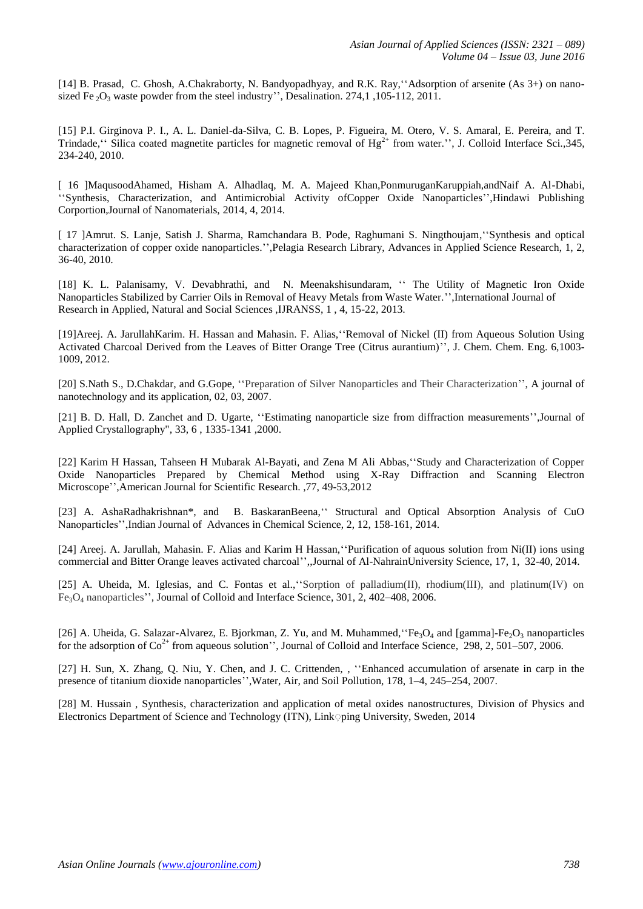[14] B. Prasad, C. Ghosh, A.Chakraborty, N. Bandyopadhyay, and R.K. Ray,''Adsorption of arsenite (As 3+) on nano-sized $Fe_2O_3$ waste powder from the steel industry'', Desalination. 274,1 ,105-112, 2011.

[15] P.I. Girginova P. I., A. L. Daniel-da-Silva, C. B. Lopes, P. Figueira, M. Otero, V. S. Amaral, E. Pereira, and T. Trindade,'' Silica coated magnetite particles for magnetic removal of $Hg^{2+}$ from water.'', J. Colloid Interface Sci.,345, 234-240, 2010.

[ 16 ]MaqusoodAhamed, Hisham A. Alhadlaq, M. A. Majeed Khan,PonmuruganKaruppiah,andNaif A. Al-Dhabi, ''Synthesis, Characterization, and Antimicrobial Activity ofCopper Oxide Nanoparticles'',Hindawi Publishing Corportion,Journal of Nanomaterials, 2014, 4, 2014.

[ 17 ]Amrut. S. Lanje, Satish J. Sharma, Ramchandara B. Pode, Raghumani S. Ningthoujam,''Synthesis and optical characterization of copper oxide nanoparticles.'',Pelagia Research Library, Advances in Applied Science Research, 1, 2, 36-40, 2010.

[18] K. L. Palanisamy, V. Devabhrathi, and N. Meenakshisundaram, '' The Utility of Magnetic Iron Oxide Nanoparticles Stabilized by Carrier Oils in Removal of Heavy Metals from Waste Water.'',International Journal of Research in Applied, Natural and Social Sciences ,IJRANSS, 1 , 4, 15-22, 2013.

[19]Areej. A. JarullahKarim. H. Hassan and Mahasin. F. Alias,''Removal of Nickel (II) from Aqueous Solution Using Activated Charcoal Derived from the Leaves of Bitter Orange Tree (Citrus aurantium)'', J. Chem. Chem. Eng. 6,1003-1009, 2012.

[20] S.Nath S., D.Chakdar, and G.Gope, ''Preparation of Silver Nanoparticles and Their Characterization'', A journal of nanotechnology and its application, 02, 03, 2007.

[21] B. D. Hall, D. Zanchet and D. Ugarte, ''Estimating nanoparticle size from diffraction measurements'',Journal of Applied Crystallography", 33, 6 , 1335-1341 ,2000.

[22] Karim H Hassan, Tahseen H Mubarak Al-Bayati, and Zena M Ali Abbas,''Study and Characterization of Copper Oxide Nanoparticles Prepared by Chemical Method using X-Ray Diffraction and Scanning Electron Microscope'',American Journal for Scientific Research. ,77, 49-53,2012

[23] A. AshaRadhakrishnan*, and B. BaskaranBeena,'' Structural and Optical Absorption Analysis of CuO Nanoparticles'',Indian Journal of Advances in Chemical Science, 2, 12, 158-161, 2014.

[24] Areej. A. Jarullah, Mahasin. F. Alias and Karim H Hassan,''Purification of aquous solution from Ni(II) ions using commercial and Bitter Orange leaves activated charcoal'',,Journal of Al-NahrainUniversity Science, 17, 1, 32-40, 2014.

[25] A. Uheida, M. Iglesias, and C. Fontas et al.,''Sorption of palladium(II), rhodium(III), and platinum(IV) on $Fe_3O_4$ nanoparticles'', Journal of Colloid and Interface Science, 301, 2, 402–408, 2006.

[26] A. Uheida, G. Salazar-Alvarez, E. Bjorkman, Z. Yu, and M. Muhammed,''$Fe_3O_4$ and [gamma]-$Fe_2O_3$ nanoparticles for the adsorption of $Co^{2+}$ from aqueous solution'', Journal of Colloid and Interface Science, 298, 2, 501–507, 2006.

[27] H. Sun, X. Zhang, Q. Niu, Y. Chen, and J. C. Crittenden, , ''Enhanced accumulation of arsenate in carp in the presence of titanium dioxide nanoparticles'',Water, Air, and Soil Pollution, 178, 1–4, 245–254, 2007.

[28] M. Hussain , Synthesis, characterization and application of metal oxides nanostructures, Division of Physics and Electronics Department of Science and Technology (ITN), Linkoping University, Sweden, 2014